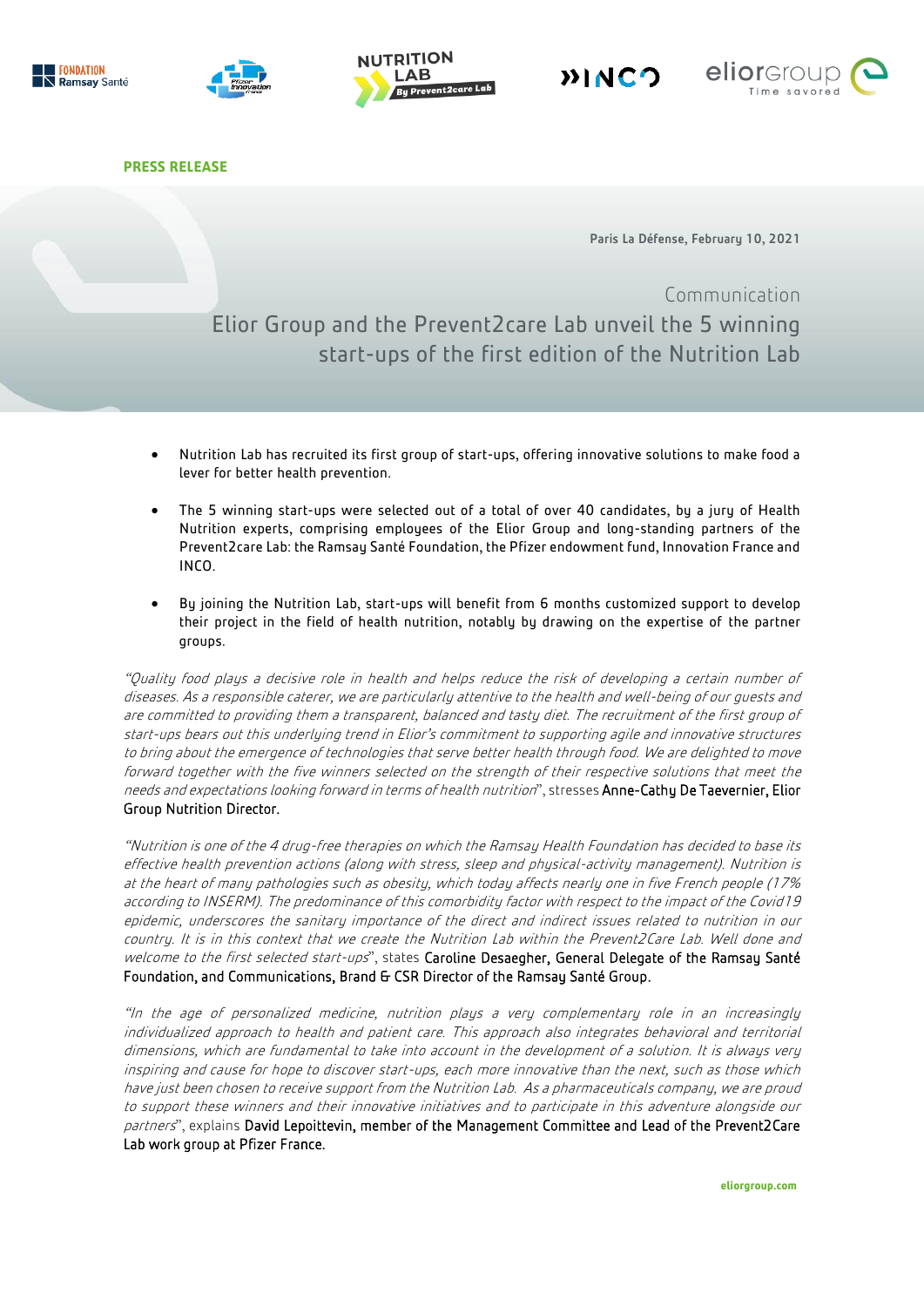**PRESS RELEASE**

Paris La Défense, February 10, 2021

Communication

# Elior Group and the Prevent2care Lab unveil the 5 winning start-ups of the first edition of the Nutrition Lab

- Nutrition Lab has recruited its first group of start-ups, offering innovative solutions to make food a lever for better health prevention.
- The 5 winning start-ups were selected out of a total of over 40 candidates, by a jury of Health Nutrition experts, comprising employees of the Elior Group and long-standing partners of the Prevent2care Lab: the Ramsay Santé Foundation, the Pfizer endowment fund, Innovation France and INCO.
- By joining the Nutrition Lab, start-ups will benefit from 6 months customized support to develop their project in the field of health nutrition, notably by drawing on the expertise of the partner groups.

*"Quality food plays a decisive role in health and helps reduce the risk of developing a certain number of diseases. As a responsible caterer, we are particularly attentive to the health and well-being of our guests and are committed to providing them a transparent, balanced and tasty diet. The recruitment of the first group of start-ups bears out this underlying trend in Elior's commitment to supporting agile and innovative structures to bring about the emergence of technologies that serve better health through food. We are delighted to move forward together with the five winners selected on the strength of their respective solutions that meet the needs and expectations looking forward in terms of health nutrition"*, stresses Anne-Cathy De Taevernier, Elior Group Nutrition Director.

*"Nutrition is one of the 4 drug-free therapies on which the Ramsay Health Foundation has decided to base its effective health prevention actions (along with stress, sleep and physical-activity management). Nutrition is at the heart of many pathologies such as obesity, which today affects nearly one in five French people (17% according to INSERM). The predominance of this comorbidity factor with respect to the impact of the Covid19 epidemic, underscores the sanitary importance of the direct and indirect issues related to nutrition in our country. It is in this context that we create the Nutrition Lab within the Prevent2Care Lab. Well done and welcome to the first selected start-ups"*, states Caroline Desaegher, General Delegate of the Ramsay Santé Foundation, and Communications, Brand & CSR Director of the Ramsay Santé Group.

*"In the age of personalized medicine, nutrition plays a very complementary role in an increasingly individualized approach to health and patient care. This approach also integrates behavioral and territorial dimensions, which are fundamental to take into account in the development of a solution. It is always very inspiring and cause for hope to discover start-ups, each more innovative than the next, such as those which have just been chosen to receive support from the Nutrition Lab. As a pharmaceuticals company, we are proud to support these winners and their innovative initiatives and to participate in this adventure alongside our partners"*, explains David Lepoittevin, member of the Management Committee and Lead of the Prevent2Care Lab work group at Pfizer France.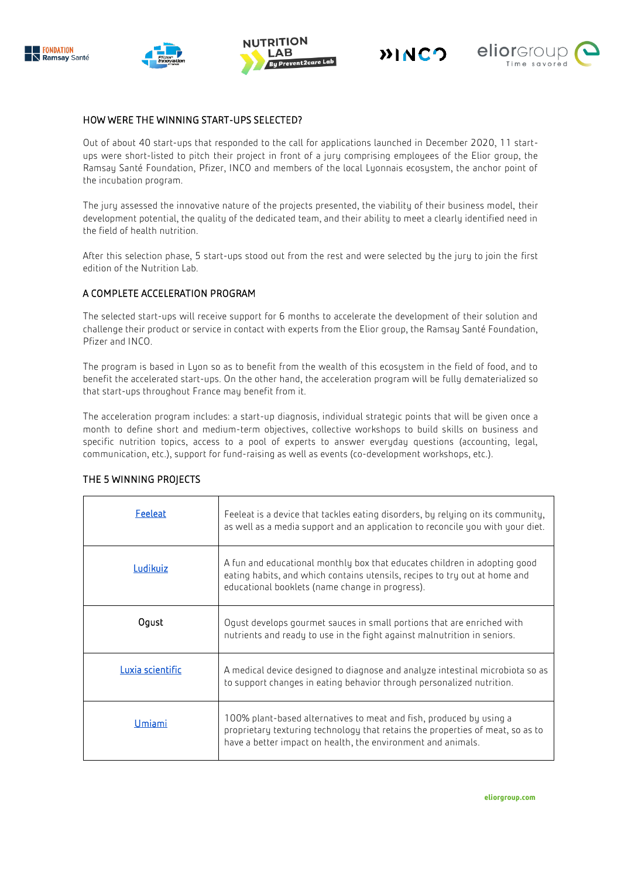## HOW WERE THE WINNING START-UPS SELECTED?

Out of about 40 start-ups that responded to the call for applications launched in December 2020, 11 start-ups were short-listed to pitch their project in front of a jury comprising employees of the Elior group, the Ramsay Santé Foundation, Pfizer, INCO and members of the local Lyonnais ecosystem, the anchor point of the incubation program.

The jury assessed the innovative nature of the projects presented, the viability of their business model, their development potential, the quality of the dedicated team, and their ability to meet a clearly identified need in the field of health nutrition.

After this selection phase, 5 start-ups stood out from the rest and were selected by the jury to join the first edition of the Nutrition Lab.

## A COMPLETE ACCELERATION PROGRAM

The selected start-ups will receive support for 6 months to accelerate the development of their solution and challenge their product or service in contact with experts from the Elior group, the Ramsay Santé Foundation, Pfizer and INCO.

The program is based in Lyon so as to benefit from the wealth of this ecosystem in the field of food, and to benefit the accelerated start-ups. On the other hand, the acceleration program will be fully dematerialized so that start-ups throughout France may benefit from it.

The acceleration program includes: a start-up diagnosis, individual strategic points that will be given once a month to define short and medium-term objectives, collective workshops to build skills on business and specific nutrition topics, access to a pool of experts to answer everyday questions (accounting, legal, communication, etc.), support for fund-raising as well as events (co-development workshops, etc.).

## THE 5 WINNING PROJECTS

| | |
|---|---|
| Feeleat | Feeleat is a device that tackles eating disorders, by relying on its community, as well as a media support and an application to reconcile you with your diet. |
| Ludikuiz | A fun and educational monthly box that educates children in adopting good eating habits, and which contains utensils, recipes to try out at home and educational booklets (name change in progress). |
| Ogust | Ogust develops gourmet sauces in small portions that are enriched with nutrients and ready to use in the fight against malnutrition in seniors. |
| Luxia scientific | A medical device designed to diagnose and analyze intestinal microbiota so as to support changes in eating behavior through personalized nutrition. |
| Umiami | 100% plant-based alternatives to meat and fish, produced by using a proprietary texturing technology that retains the properties of meat, so as to have a better impact on health, the environment and animals. |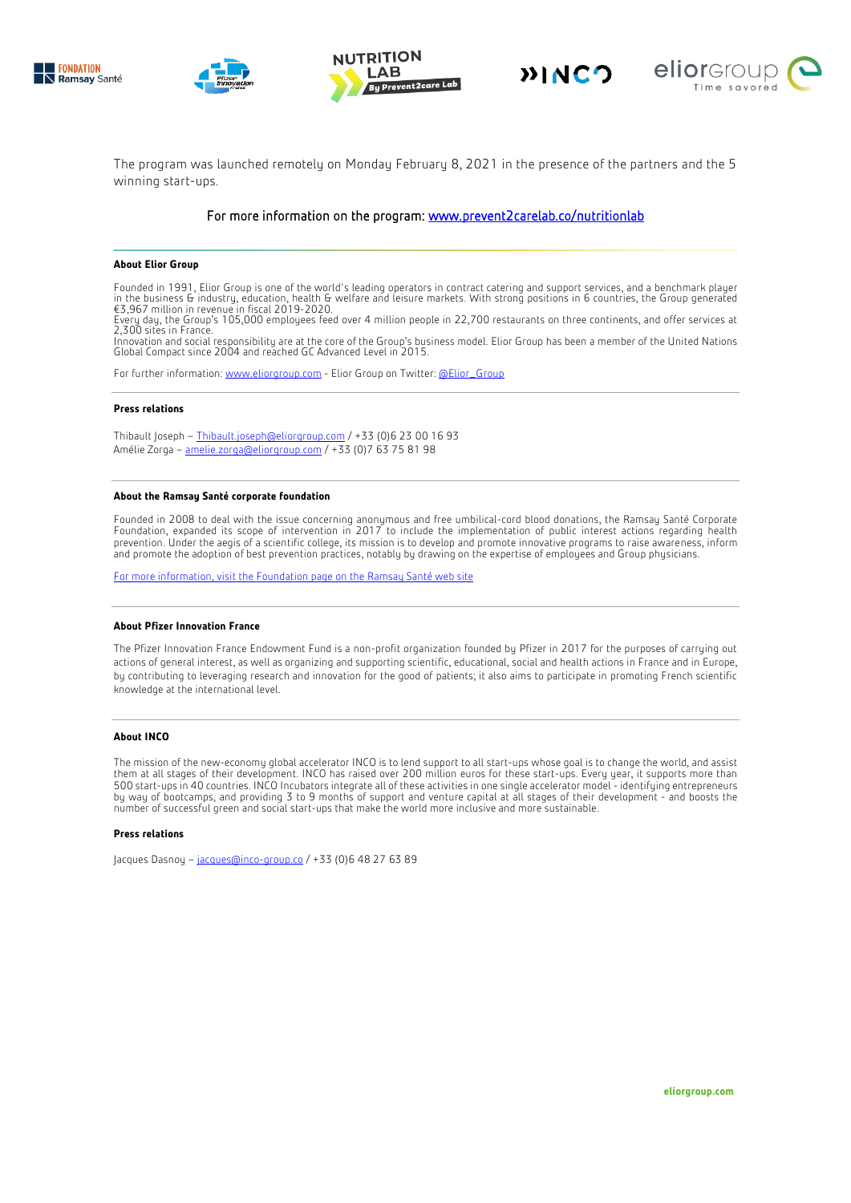The program was launched remotely on Monday February 8, 2021 in the presence of the partners and the 5 winning start-ups.

For more information on the program: [www.prevent2carelab.co/nutritionlab](http://www.prevent2carelab.co/nutritionlab)

**About Elior Group**

Founded in 1991, Elior Group is one of the world's leading operators in contract catering and support services, and a benchmark player in the business & industry, education, health & welfare and leisure markets. With strong positions in 6 countries, the Group generated €3,967 million in revenue in fiscal 2019-2020.
Every day, the Group's 105,000 employees feed over 4 million people in 22,700 restaurants on three continents, and offer services at 2,300 sites in France.
Innovation and social responsibility are at the core of the Group's business model. Elior Group has been a member of the United Nations Global Compact since 2004 and reached GC Advanced Level in 2015.

For further information: [www.eliorgroup.com](http://www.eliorgroup.com) - Elior Group on Twitter: [@Elior_Group](https://twitter.com/Elior_Group)

**Press relations**

Thibault Joseph – [Thibault.joseph@eliorgroup.com](mailto:Thibault.joseph@eliorgroup.com) / +33 (0)6 23 00 16 93
Amélie Zorga – [amelie.zorga@eliorgroup.com](mailto:amelie.zorga@eliorgroup.com) / +33 (0)7 63 75 81 98

**About the Ramsay Santé corporate foundation**

Founded in 2008 to deal with the issue concerning anonymous and free umbilical-cord blood donations, the Ramsay Santé Corporate Foundation, expanded its scope of intervention in 2017 to include the implementation of public interest actions regarding health prevention. Under the aegis of a scientific college, its mission is to develop and promote innovative programs to raise awareness, inform and promote the adoption of best prevention practices, notably by drawing on the expertise of employees and Group physicians.

For more information, visit the Foundation page on the Ramsay Santé web site

**About Pfizer Innovation France**

The Pfizer Innovation France Endowment Fund is a non-profit organization founded by Pfizer in 2017 for the purposes of carrying out actions of general interest, as well as organizing and supporting scientific, educational, social and health actions in France and in Europe, by contributing to leveraging research and innovation for the good of patients; it also aims to participate in promoting French scientific knowledge at the international level.

**About INCO**

The mission of the new-economy global accelerator INCO is to lend support to all start-ups whose goal is to change the world, and assist them at all stages of their development. INCO has raised over 200 million euros for these start-ups. Every year, it supports more than 500 start-ups in 40 countries. INCO Incubators integrate all of these activities in one single accelerator model - identifying entrepreneurs by way of bootcamps, and providing 3 to 9 months of support and venture capital at all stages of their development - and boosts the number of successful green and social start-ups that make the world more inclusive and more sustainable.

**Press relations**

Jacques Dasnoy – [jacques@inco-group.co](mailto:jacques@inco-group.co) / +33 (0)6 48 27 63 89